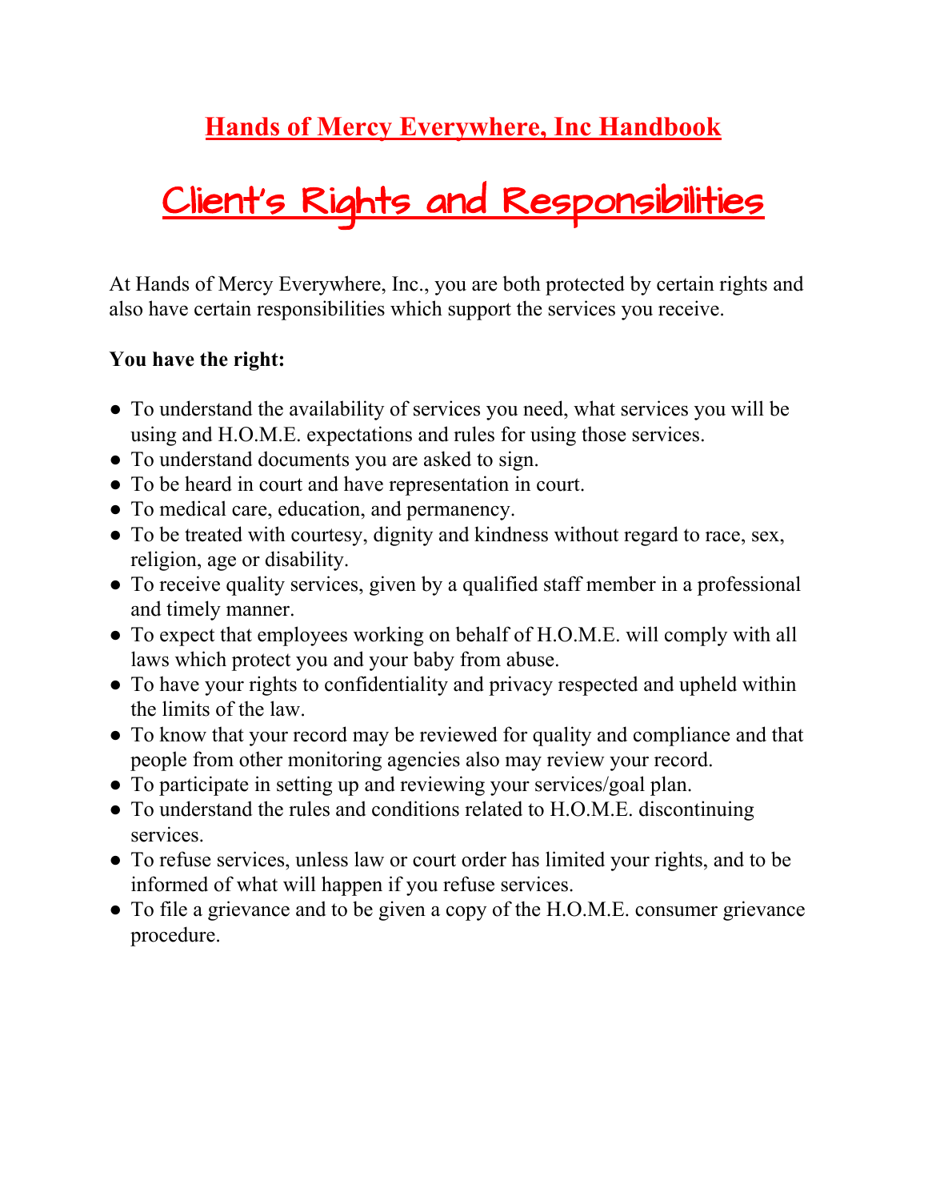# Hands of Mercy Everywhere, Inc Handbook

## Client's Rights and Responsibilities

At Hands of Mercy Everywhere, Inc., you are both protected by certain rights and also have certain responsibilities which support the services you receive.

**You have the right:**

- To understand the availability of services you need, what services you will be using and H.O.M.E. expectations and rules for using those services.
- To understand documents you are asked to sign.
- To be heard in court and have representation in court.
- To medical care, education, and permanency.
- To be treated with courtesy, dignity and kindness without regard to race, sex, religion, age or disability.
- To receive quality services, given by a qualified staff member in a professional and timely manner.
- To expect that employees working on behalf of H.O.M.E. will comply with all laws which protect you and your baby from abuse.
- To have your rights to confidentiality and privacy respected and upheld within the limits of the law.
- To know that your record may be reviewed for quality and compliance and that people from other monitoring agencies also may review your record.
- To participate in setting up and reviewing your services/goal plan.
- To understand the rules and conditions related to H.O.M.E. discontinuing services.
- To refuse services, unless law or court order has limited your rights, and to be informed of what will happen if you refuse services.
- To file a grievance and to be given a copy of the H.O.M.E. consumer grievance procedure.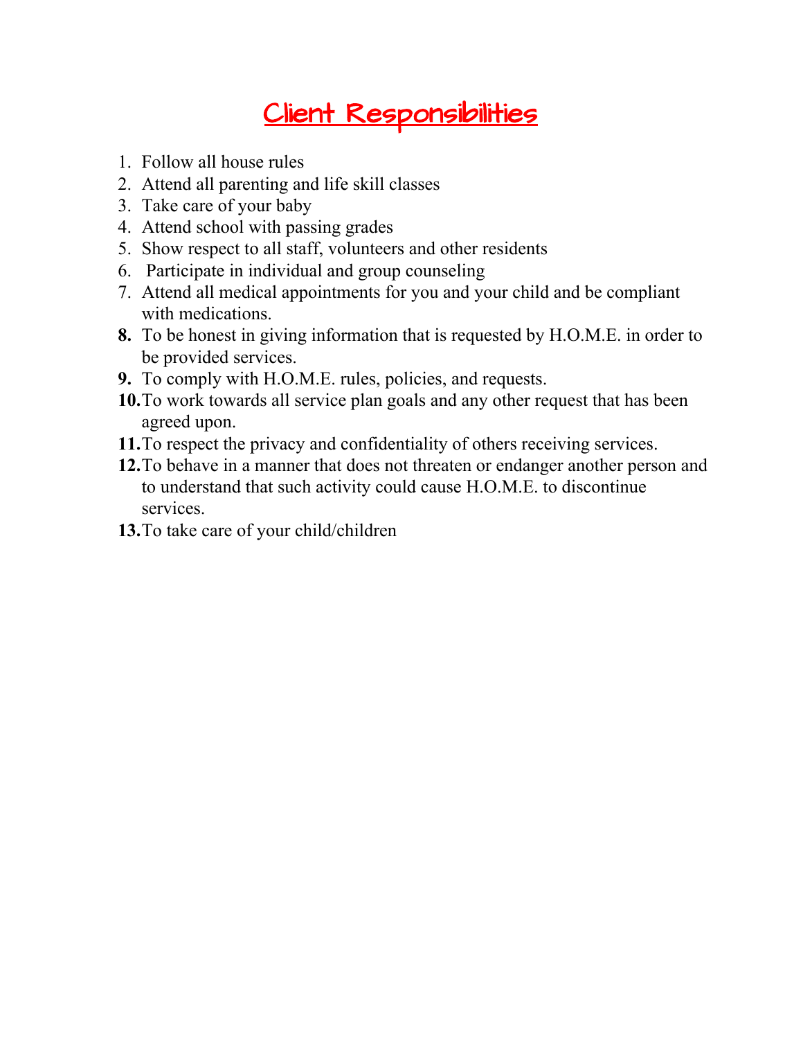# Client Responsibilities

1. Follow all house rules
2. Attend all parenting and life skill classes
3. Take care of your baby
4. Attend school with passing grades
5. Show respect to all staff, volunteers and other residents
6. Participate in individual and group counseling
7. Attend all medical appointments for you and your child and be compliant with medications.
8. To be honest in giving information that is requested by H.O.M.E. in order to be provided services.
9. To comply with H.O.M.E. rules, policies, and requests.
10. To work towards all service plan goals and any other request that has been agreed upon.
11. To respect the privacy and confidentiality of others receiving services.
12. To behave in a manner that does not threaten or endanger another person and to understand that such activity could cause H.O.M.E. to discontinue services.
13. To take care of your child/children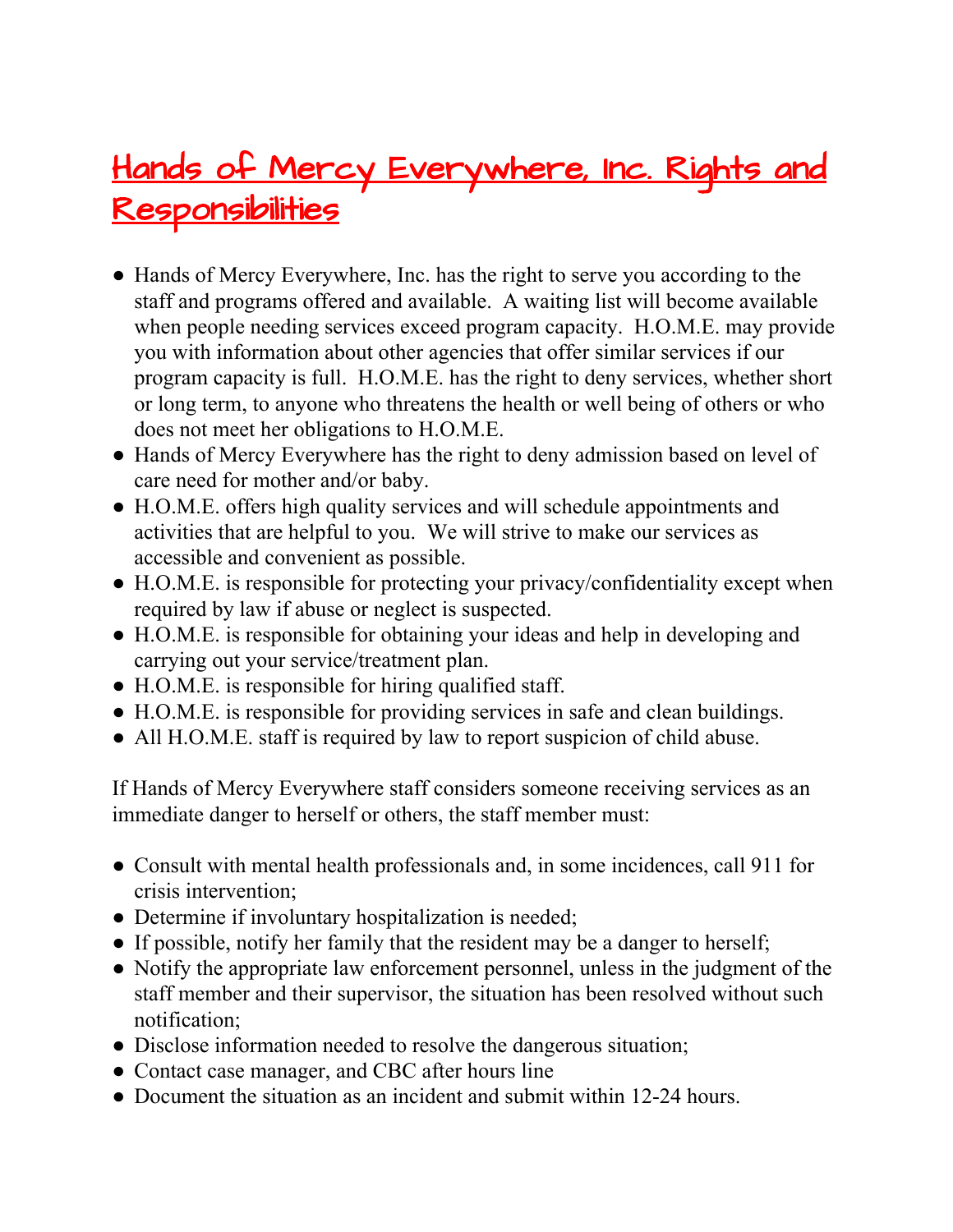# Hands of Mercy Everywhere, Inc. Rights and Responsibilities

- Hands of Mercy Everywhere, Inc. has the right to serve you according to the staff and programs offered and available. A waiting list will become available when people needing services exceed program capacity. H.O.M.E. may provide you with information about other agencies that offer similar services if our program capacity is full. H.O.M.E. has the right to deny services, whether short or long term, to anyone who threatens the health or well being of others or who does not meet her obligations to H.O.M.E.
- Hands of Mercy Everywhere has the right to deny admission based on level of care need for mother and/or baby.
- H.O.M.E. offers high quality services and will schedule appointments and activities that are helpful to you. We will strive to make our services as accessible and convenient as possible.
- H.O.M.E. is responsible for protecting your privacy/confidentiality except when required by law if abuse or neglect is suspected.
- H.O.M.E. is responsible for obtaining your ideas and help in developing and carrying out your service/treatment plan.
- H.O.M.E. is responsible for hiring qualified staff.
- H.O.M.E. is responsible for providing services in safe and clean buildings.
- All H.O.M.E. staff is required by law to report suspicion of child abuse.

If Hands of Mercy Everywhere staff considers someone receiving services as an immediate danger to herself or others, the staff member must:

- Consult with mental health professionals and, in some incidences, call 911 for crisis intervention;
- Determine if involuntary hospitalization is needed;
- If possible, notify her family that the resident may be a danger to herself;
- Notify the appropriate law enforcement personnel, unless in the judgment of the staff member and their supervisor, the situation has been resolved without such notification;
- Disclose information needed to resolve the dangerous situation;
- Contact case manager, and CBC after hours line
- Document the situation as an incident and submit within 12-24 hours.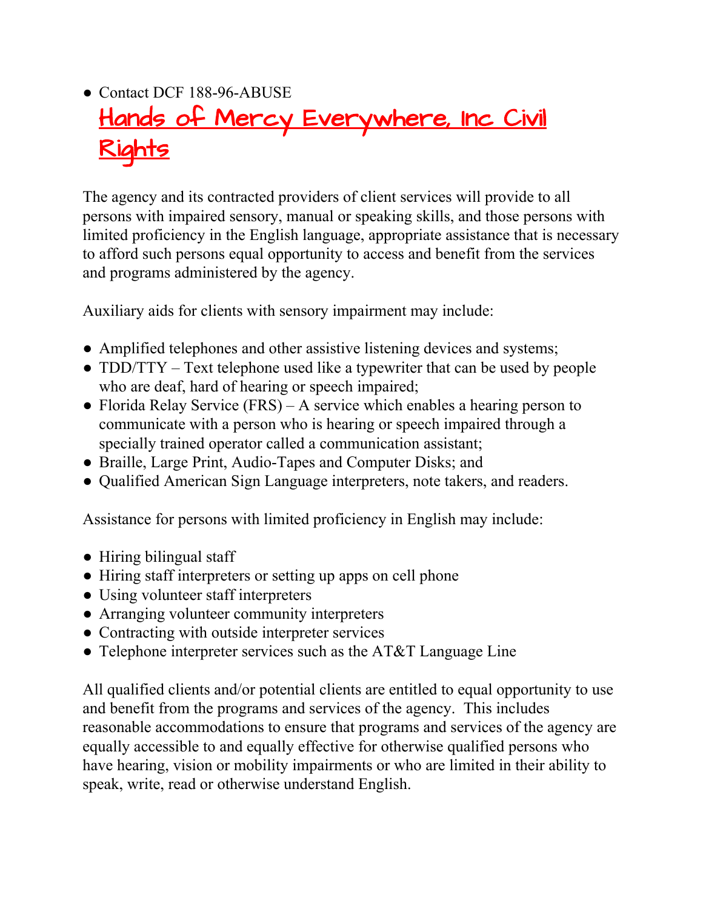- Contact DCF 188-96-ABUSE

## Hands of Mercy Everywhere, Inc Civil Rights

The agency and its contracted providers of client services will provide to all persons with impaired sensory, manual or speaking skills, and those persons with limited proficiency in the English language, appropriate assistance that is necessary to afford such persons equal opportunity to access and benefit from the services and programs administered by the agency.

Auxiliary aids for clients with sensory impairment may include:

- Amplified telephones and other assistive listening devices and systems;
- TDD/TTY – Text telephone used like a typewriter that can be used by people who are deaf, hard of hearing or speech impaired;
- Florida Relay Service (FRS) – A service which enables a hearing person to communicate with a person who is hearing or speech impaired through a specially trained operator called a communication assistant;
- Braille, Large Print, Audio-Tapes and Computer Disks; and
- Qualified American Sign Language interpreters, note takers, and readers.

Assistance for persons with limited proficiency in English may include:

- Hiring bilingual staff
- Hiring staff interpreters or setting up apps on cell phone
- Using volunteer staff interpreters
- Arranging volunteer community interpreters
- Contracting with outside interpreter services
- Telephone interpreter services such as the AT&T Language Line

All qualified clients and/or potential clients are entitled to equal opportunity to use and benefit from the programs and services of the agency. This includes reasonable accommodations to ensure that programs and services of the agency are equally accessible to and equally effective for otherwise qualified persons who have hearing, vision or mobility impairments or who are limited in their ability to speak, write, read or otherwise understand English.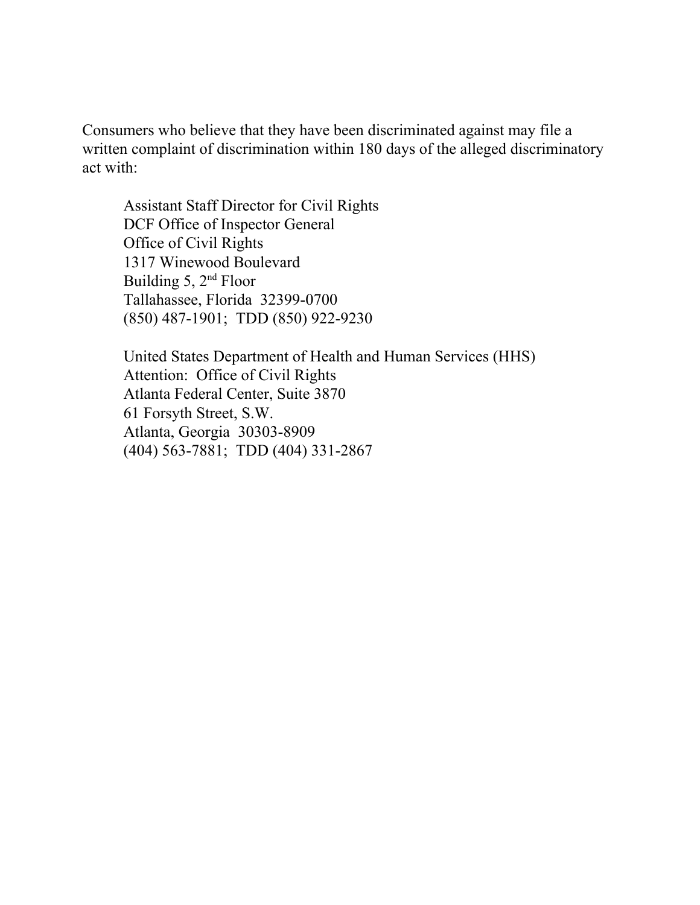Consumers who believe that they have been discriminated against may file a written complaint of discrimination within 180 days of the alleged discriminatory act with:

Assistant Staff Director for Civil Rights
DCF Office of Inspector General
Office of Civil Rights
1317 Winewood Boulevard
Building 5, 2nd Floor
Tallahassee, Florida 32399-0700
(850) 487-1901; TDD (850) 922-9230

United States Department of Health and Human Services (HHS)
Attention: Office of Civil Rights
Atlanta Federal Center, Suite 3870
61 Forsyth Street, S.W.
Atlanta, Georgia 30303-8909
(404) 563-7881; TDD (404) 331-2867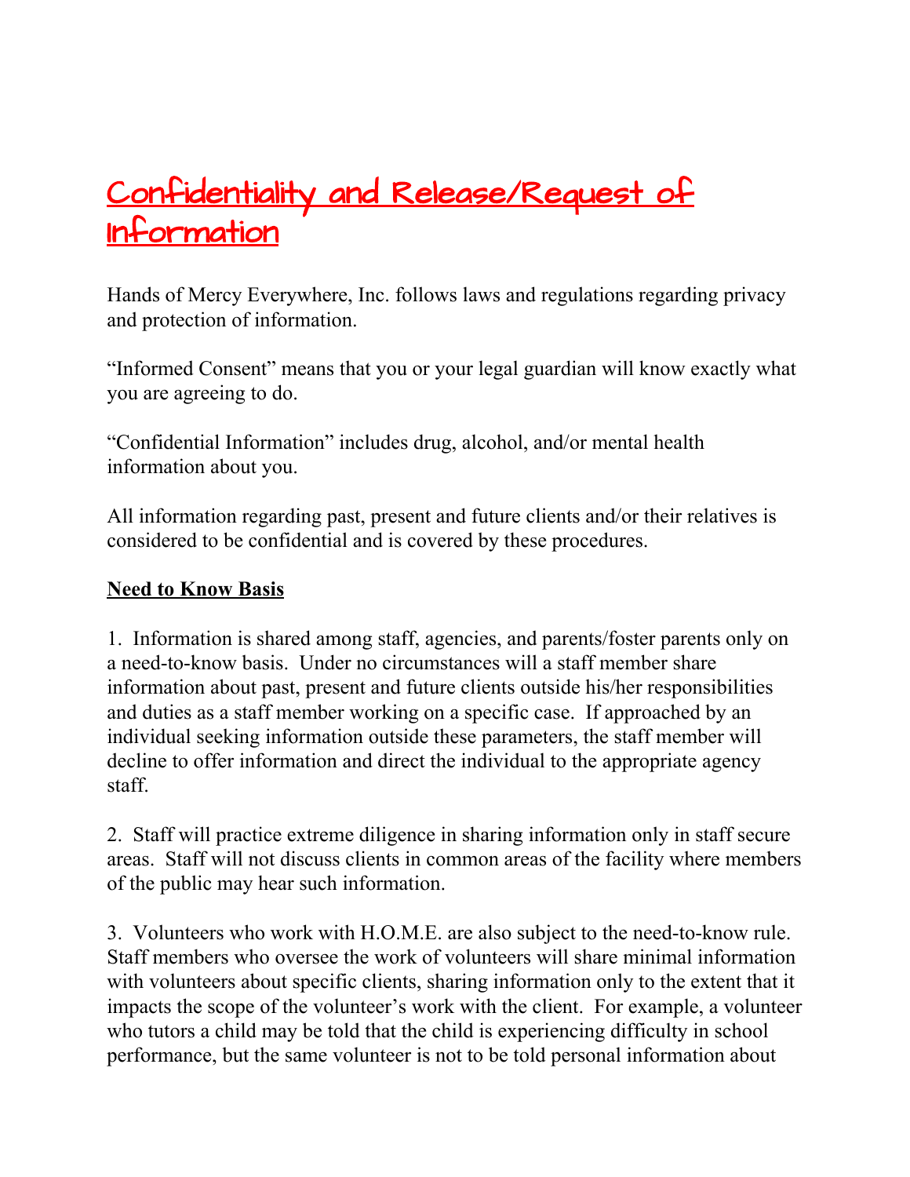# Confidentiality and Release/Request of Information

Hands of Mercy Everywhere, Inc. follows laws and regulations regarding privacy and protection of information.

"Informed Consent" means that you or your legal guardian will know exactly what you are agreeing to do.

"Confidential Information" includes drug, alcohol, and/or mental health information about you.

All information regarding past, present and future clients and/or their relatives is considered to be confidential and is covered by these procedures.

**Need to Know Basis**

1. Information is shared among staff, agencies, and parents/foster parents only on a need-to-know basis. Under no circumstances will a staff member share information about past, present and future clients outside his/her responsibilities and duties as a staff member working on a specific case. If approached by an individual seeking information outside these parameters, the staff member will decline to offer information and direct the individual to the appropriate agency staff.

2. Staff will practice extreme diligence in sharing information only in staff secure areas. Staff will not discuss clients in common areas of the facility where members of the public may hear such information.

3. Volunteers who work with H.O.M.E. are also subject to the need-to-know rule. Staff members who oversee the work of volunteers will share minimal information with volunteers about specific clients, sharing information only to the extent that it impacts the scope of the volunteer's work with the client. For example, a volunteer who tutors a child may be told that the child is experiencing difficulty in school performance, but the same volunteer is not to be told personal information about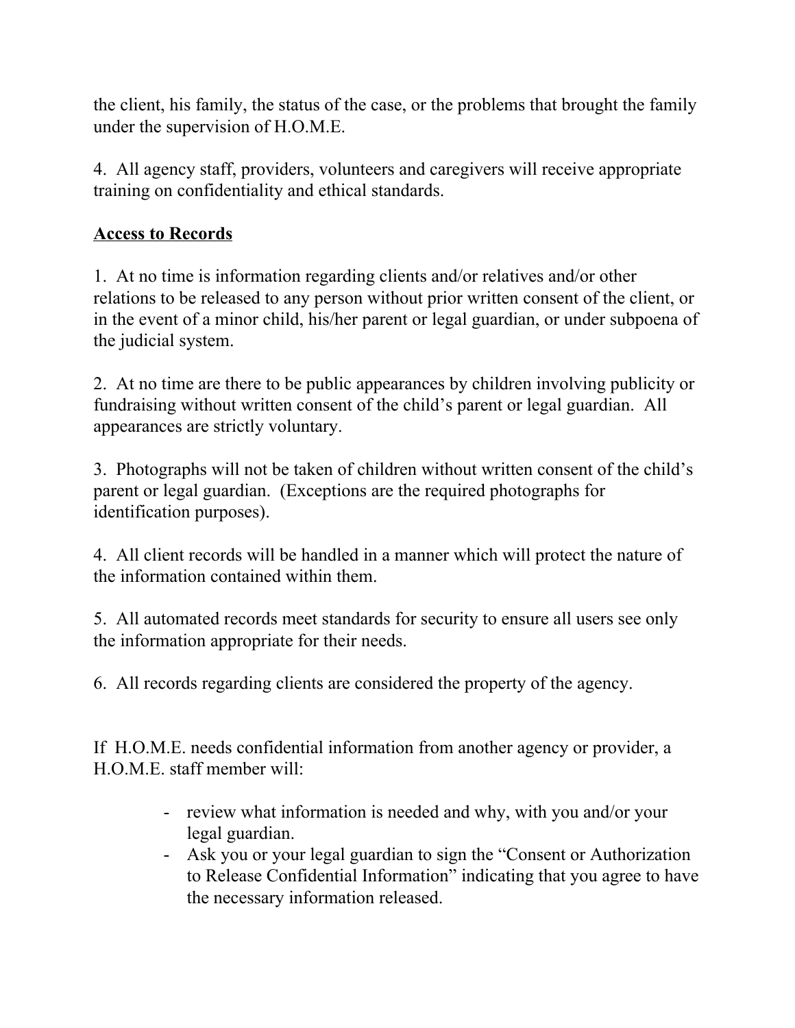the client, his family, the status of the case, or the problems that brought the family under the supervision of H.O.M.E.

4. All agency staff, providers, volunteers and caregivers will receive appropriate training on confidentiality and ethical standards.

## Access to Records

1. At no time is information regarding clients and/or relatives and/or other relations to be released to any person without prior written consent of the client, or in the event of a minor child, his/her parent or legal guardian, or under subpoena of the judicial system.

2. At no time are there to be public appearances by children involving publicity or fundraising without written consent of the child's parent or legal guardian. All appearances are strictly voluntary.

3. Photographs will not be taken of children without written consent of the child's parent or legal guardian. (Exceptions are the required photographs for identification purposes).

4. All client records will be handled in a manner which will protect the nature of the information contained within them.

5. All automated records meet standards for security to ensure all users see only the information appropriate for their needs.

6. All records regarding clients are considered the property of the agency.

If H.O.M.E. needs confidential information from another agency or provider, a H.O.M.E. staff member will:

- review what information is needed and why, with you and/or your legal guardian.
- Ask you or your legal guardian to sign the "Consent or Authorization to Release Confidential Information" indicating that you agree to have the necessary information released.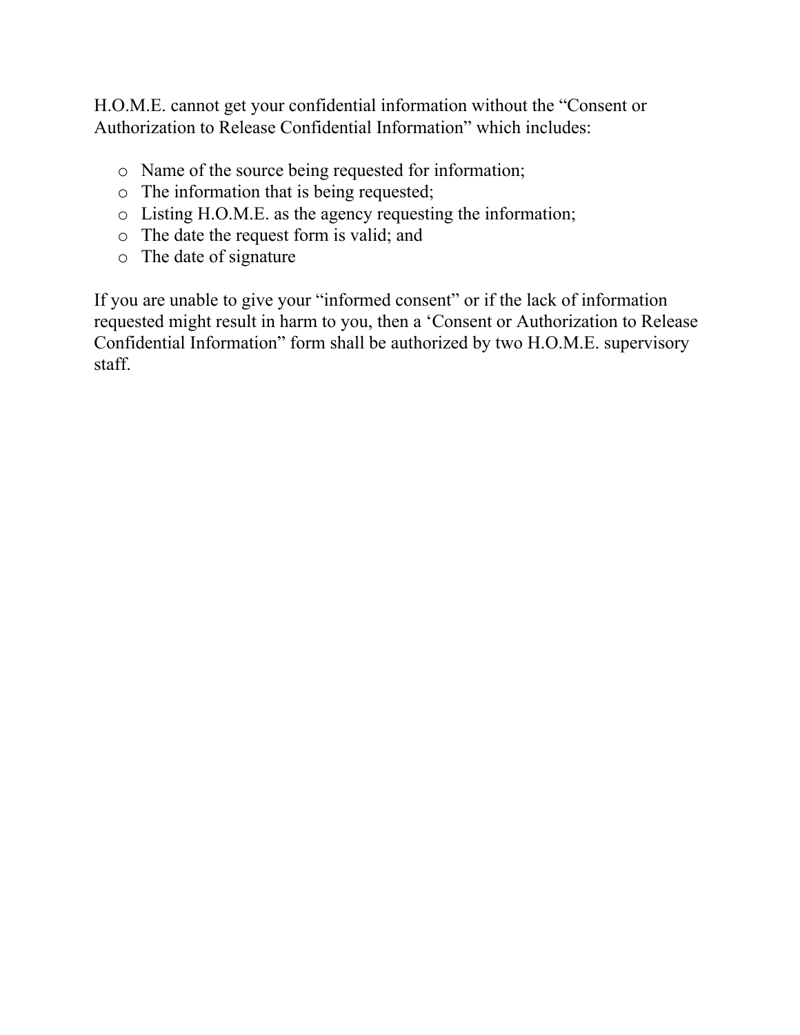H.O.M.E. cannot get your confidential information without the "Consent or Authorization to Release Confidential Information" which includes:

- Name of the source being requested for information;
- The information that is being requested;
- Listing H.O.M.E. as the agency requesting the information;
- The date the request form is valid; and
- The date of signature

If you are unable to give your "informed consent" or if the lack of information requested might result in harm to you, then a 'Consent or Authorization to Release Confidential Information" form shall be authorized by two H.O.M.E. supervisory staff.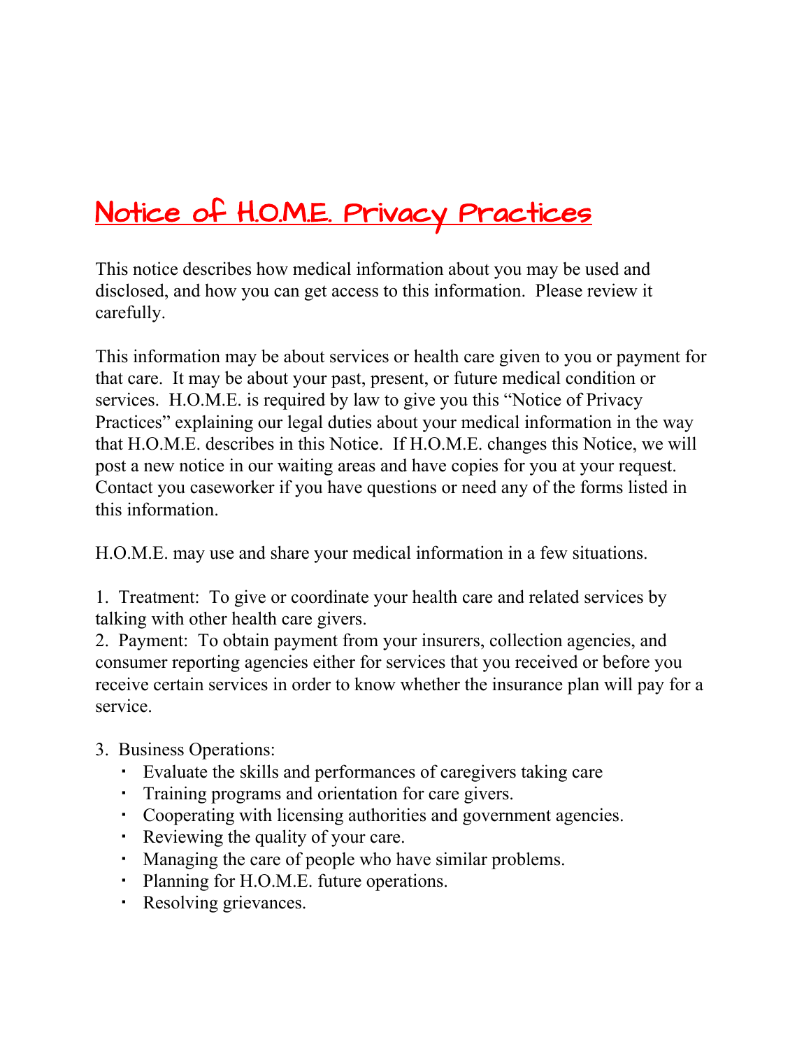# Notice of H.O.M.E. Privacy Practices

This notice describes how medical information about you may be used and disclosed, and how you can get access to this information. Please review it carefully.

This information may be about services or health care given to you or payment for that care. It may be about your past, present, or future medical condition or services. H.O.M.E. is required by law to give you this "Notice of Privacy Practices" explaining our legal duties about your medical information in the way that H.O.M.E. describes in this Notice. If H.O.M.E. changes this Notice, we will post a new notice in our waiting areas and have copies for you at your request. Contact you caseworker if you have questions or need any of the forms listed in this information.

H.O.M.E. may use and share your medical information in a few situations.

1. Treatment: To give or coordinate your health care and related services by talking with other health care givers.
2. Payment: To obtain payment from your insurers, collection agencies, and consumer reporting agencies either for services that you received or before you receive certain services in order to know whether the insurance plan will pay for a service.

3. Business Operations:
   - Evaluate the skills and performances of caregivers taking care
   - Training programs and orientation for care givers.
   - Cooperating with licensing authorities and government agencies.
   - Reviewing the quality of your care.
   - Managing the care of people who have similar problems.
   - Planning for H.O.M.E. future operations.
   - Resolving grievances.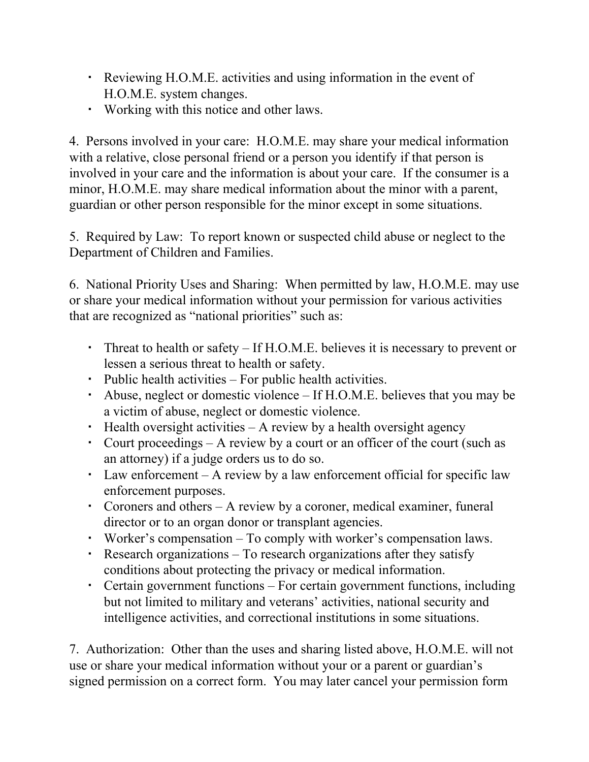- Reviewing H.O.M.E. activities and using information in the event of H.O.M.E. system changes.
- Working with this notice and other laws.

4. Persons involved in your care: H.O.M.E. may share your medical information with a relative, close personal friend or a person you identify if that person is involved in your care and the information is about your care. If the consumer is a minor, H.O.M.E. may share medical information about the minor with a parent, guardian or other person responsible for the minor except in some situations.

5. Required by Law: To report known or suspected child abuse or neglect to the Department of Children and Families.

6. National Priority Uses and Sharing: When permitted by law, H.O.M.E. may use or share your medical information without your permission for various activities that are recognized as "national priorities" such as:

- Threat to health or safety – If H.O.M.E. believes it is necessary to prevent or lessen a serious threat to health or safety.
- Public health activities – For public health activities.
- Abuse, neglect or domestic violence – If H.O.M.E. believes that you may be a victim of abuse, neglect or domestic violence.
- Health oversight activities – A review by a health oversight agency
- Court proceedings – A review by a court or an officer of the court (such as an attorney) if a judge orders us to do so.
- Law enforcement – A review by a law enforcement official for specific law enforcement purposes.
- Coroners and others – A review by a coroner, medical examiner, funeral director or to an organ donor or transplant agencies.
- Worker's compensation – To comply with worker's compensation laws.
- Research organizations – To research organizations after they satisfy conditions about protecting the privacy or medical information.
- Certain government functions – For certain government functions, including but not limited to military and veterans' activities, national security and intelligence activities, and correctional institutions in some situations.

7. Authorization: Other than the uses and sharing listed above, H.O.M.E. will not use or share your medical information without your or a parent or guardian's signed permission on a correct form. You may later cancel your permission form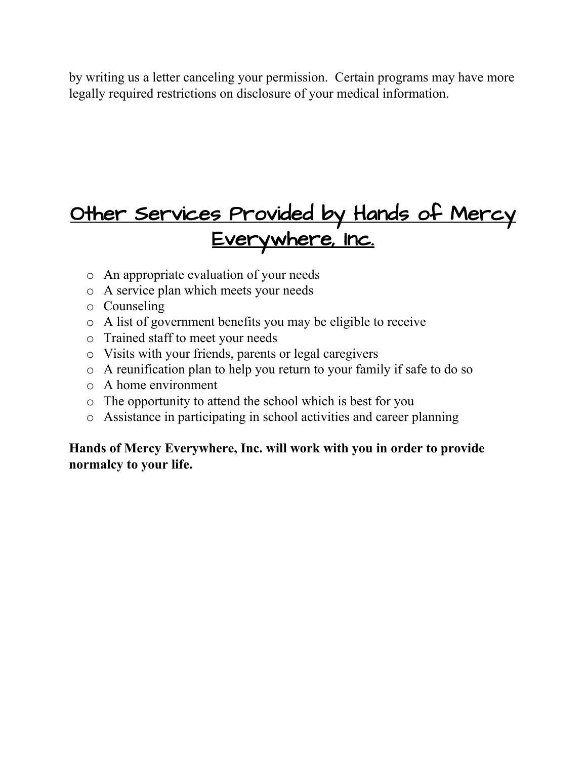by writing us a letter canceling your permission. Certain programs may have more legally required restrictions on disclosure of your medical information.

## Other Services Provided by Hands of Mercy Everywhere, Inc.

- An appropriate evaluation of your needs
- A service plan which meets your needs
- Counseling
- A list of government benefits you may be eligible to receive
- Trained staff to meet your needs
- Visits with your friends, parents or legal caregivers
- A reunification plan to help you return to your family if safe to do so
- A home environment
- The opportunity to attend the school which is best for you
- Assistance in participating in school activities and career planning

**Hands of Mercy Everywhere, Inc. will work with you in order to provide normalcy to your life.**